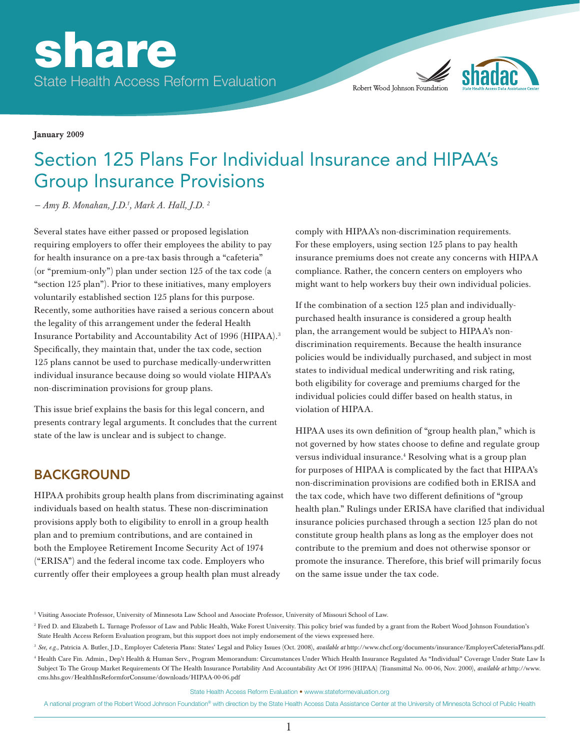# share

State Health Access Reform Evaluation

Robert Wood Johnson Foundation

shadac — State Health Access Data Assistance Center

**January 2009**

## Section 125 Plans For Individual Insurance and HIPAA's Group Insurance Provisions

*– Amy B. Monahan, J.D.[1], Mark A. Hall, J.D.[2]*

Several states have either passed or proposed legislation requiring employers to offer their employees the ability to pay for health insurance on a pre-tax basis through a "cafeteria" (or "premium-only") plan under section 125 of the tax code (a "section 125 plan"). Prior to these initiatives, many employers voluntarily established section 125 plans for this purpose. Recently, some authorities have raised a serious concern about the legality of this arrangement under the federal Health Insurance Portability and Accountability Act of 1996 (HIPAA).[3] Specifically, they maintain that, under the tax code, section 125 plans cannot be used to purchase medically-underwritten individual insurance because doing so would violate HIPAA's non-discrimination provisions for group plans.

This issue brief explains the basis for this legal concern, and presents contrary legal arguments. It concludes that the current state of the law is unclear and is subject to change.

## BACKGROUND

HIPAA prohibits group health plans from discriminating against individuals based on health status. These non-discrimination provisions apply both to eligibility to enroll in a group health plan and to premium contributions, and are contained in both the Employee Retirement Income Security Act of 1974 ("ERISA") and the federal income tax code. Employers who currently offer their employees a group health plan must already comply with HIPAA's non-discrimination requirements. For these employers, using section 125 plans to pay health insurance premiums does not create any concerns with HIPAA compliance. Rather, the concern centers on employers who might want to help workers buy their own individual policies.

If the combination of a section 125 plan and individually-purchased health insurance is considered a group health plan, the arrangement would be subject to HIPAA's non-discrimination requirements. Because the health insurance policies would be individually purchased, and subject in most states to individual medical underwriting and risk rating, both eligibility for coverage and premiums charged for the individual policies could differ based on health status, in violation of HIPAA.

HIPAA uses its own definition of "group health plan," which is not governed by how states choose to define and regulate group versus individual insurance.[4] Resolving what is a group plan for purposes of HIPAA is complicated by the fact that HIPAA's non-discrimination provisions are codified both in ERISA and the tax code, which have two different definitions of "group health plan." Rulings under ERISA have clarified that individual insurance policies purchased through a section 125 plan do not constitute group health plans as long as the employer does not contribute to the premium and does not otherwise sponsor or promote the insurance. Therefore, this brief will primarily focus on the same issue under the tax code.

---

[1] Visiting Associate Professor, University of Minnesota Law School and Associate Professor, University of Missouri School of Law.

[2] Fred D. and Elizabeth L. Turnage Professor of Law and Public Health, Wake Forest University. This policy brief was funded by a grant from the Robert Wood Johnson Foundation's State Health Access Reform Evaluation program, but this support does not imply endorsement of the views expressed here.

[3] *See, e.g.,* Patricia A. Butler, J.D., Employer Cafeteria Plans: States' Legal and Policy Issues (Oct. 2008), *available at* http://www.chcf.org/documents/insurance/EmployerCafeteriaPlans.pdf.

[4] Health Care Fin. Admin., Dep't Health & Human Serv., Program Memorandum: Circumstances Under Which Health Insurance Regulated As "Individual" Coverage Under State Law Is Subject To The Group Market Requirements Of The Health Insurance Portability And Accountability Act Of 1996 (HIPAA) (Transmittal No. 00-06, Nov. 2000), *available at* http://www.cms.hhs.gov/HealthInsReformforConsume/downloads/HIPAA-00-06.pdf

State Health Access Reform Evaluation • wwww.stateformevaluation.org

A national program of the Robert Wood Johnson Foundation® with direction by the State Health Access Data Assistance Center at the University of Minnesota School of Public Health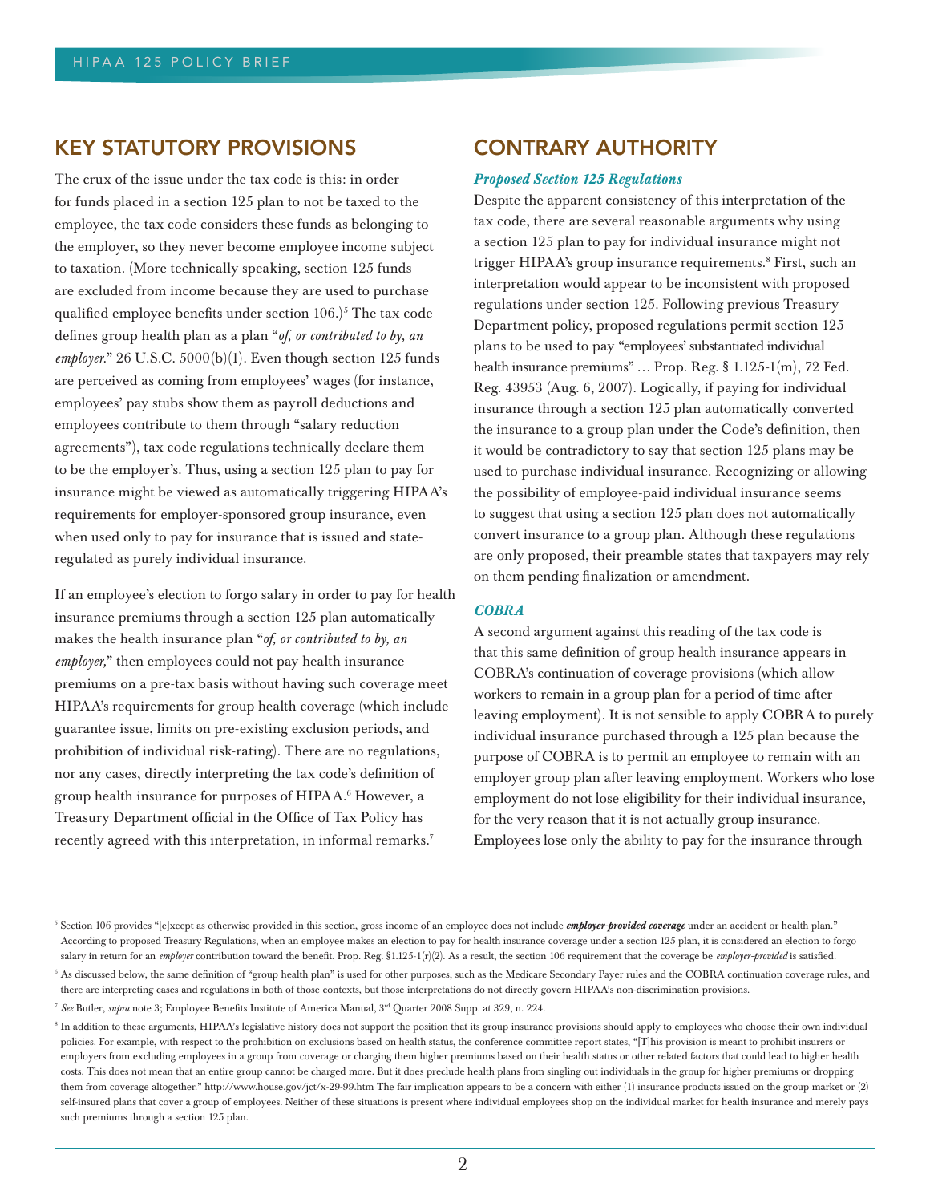## KEY STATUTORY PROVISIONS

The crux of the issue under the tax code is this: in order for funds placed in a section 125 plan to not be taxed to the employee, the tax code considers these funds as belonging to the employer, so they never become employee income subject to taxation. (More technically speaking, section 125 funds are excluded from income because they are used to purchase qualified employee benefits under section 106.)[5] The tax code defines group health plan as a plan "*of, or contributed to by, an employer*." 26 U.S.C. 5000(b)(1). Even though section 125 funds are perceived as coming from employees' wages (for instance, employees' pay stubs show them as payroll deductions and employees contribute to them through "salary reduction agreements"), tax code regulations technically declare them to be the employer's. Thus, using a section 125 plan to pay for insurance might be viewed as automatically triggering HIPAA's requirements for employer-sponsored group insurance, even when used only to pay for insurance that is issued and state-regulated as purely individual insurance.

If an employee's election to forgo salary in order to pay for health insurance premiums through a section 125 plan automatically makes the health insurance plan "*of, or contributed to by, an employer,*" then employees could not pay health insurance premiums on a pre-tax basis without having such coverage meet HIPAA's requirements for group health coverage (which include guarantee issue, limits on pre-existing exclusion periods, and prohibition of individual risk-rating). There are no regulations, nor any cases, directly interpreting the tax code's definition of group health insurance for purposes of HIPAA.[6] However, a Treasury Department official in the Office of Tax Policy has recently agreed with this interpretation, in informal remarks.[7]

## CONTRARY AUTHORITY

### *Proposed Section 125 Regulations*

Despite the apparent consistency of this interpretation of the tax code, there are several reasonable arguments why using a section 125 plan to pay for individual insurance might not trigger HIPAA's group insurance requirements.[8] First, such an interpretation would appear to be inconsistent with proposed regulations under section 125. Following previous Treasury Department policy, proposed regulations permit section 125 plans to be used to pay "employees' substantiated individual health insurance premiums" … Prop. Reg. § 1.125-1(m), 72 Fed. Reg. 43953 (Aug. 6, 2007). Logically, if paying for individual insurance through a section 125 plan automatically converted the insurance to a group plan under the Code's definition, then it would be contradictory to say that section 125 plans may be used to purchase individual insurance. Recognizing or allowing the possibility of employee-paid individual insurance seems to suggest that using a section 125 plan does not automatically convert insurance to a group plan. Although these regulations are only proposed, their preamble states that taxpayers may rely on them pending finalization or amendment.

### *COBRA*

A second argument against this reading of the tax code is that this same definition of group health insurance appears in COBRA's continuation of coverage provisions (which allow workers to remain in a group plan for a period of time after leaving employment). It is not sensible to apply COBRA to purely individual insurance purchased through a 125 plan because the purpose of COBRA is to permit an employee to remain with an employer group plan after leaving employment. Workers who lose employment do not lose eligibility for their individual insurance, for the very reason that it is not actually group insurance. Employees lose only the ability to pay for the insurance through

---

[5] Section 106 provides "[e]xcept as otherwise provided in this section, gross income of an employee does not include ***employer-provided coverage*** under an accident or health plan." According to proposed Treasury Regulations, when an employee makes an election to pay for health insurance coverage under a section 125 plan, it is considered an election to forgo salary in return for an *employer* contribution toward the benefit. Prop. Reg. §1.125-1(r)(2). As a result, the section 106 requirement that the coverage be *employer-provided* is satisfied.

[6] As discussed below, the same definition of "group health plan" is used for other purposes, such as the Medicare Secondary Payer rules and the COBRA continuation coverage rules, and there are interpreting cases and regulations in both of those contexts, but those interpretations do not directly govern HIPAA's non-discrimination provisions.

[7] *See* Butler, *supra* note 3; Employee Benefits Institute of America Manual, 3rd Quarter 2008 Supp. at 329, n. 224.

[8] In addition to these arguments, HIPAA's legislative history does not support the position that its group insurance provisions should apply to employees who choose their own individual policies. For example, with respect to the prohibition on exclusions based on health status, the conference committee report states, "[T]his provision is meant to prohibit insurers or employers from excluding employees in a group from coverage or charging them higher premiums based on their health status or other related factors that could lead to higher health costs. This does not mean that an entire group cannot be charged more. But it does preclude health plans from singling out individuals in the group for higher premiums or dropping them from coverage altogether." http://www.house.gov/jct/x-29-99.htm The fair implication appears to be a concern with either (1) insurance products issued on the group market or (2) self-insured plans that cover a group of employees. Neither of these situations is present where individual employees shop on the individual market for health insurance and merely pays such premiums through a section 125 plan.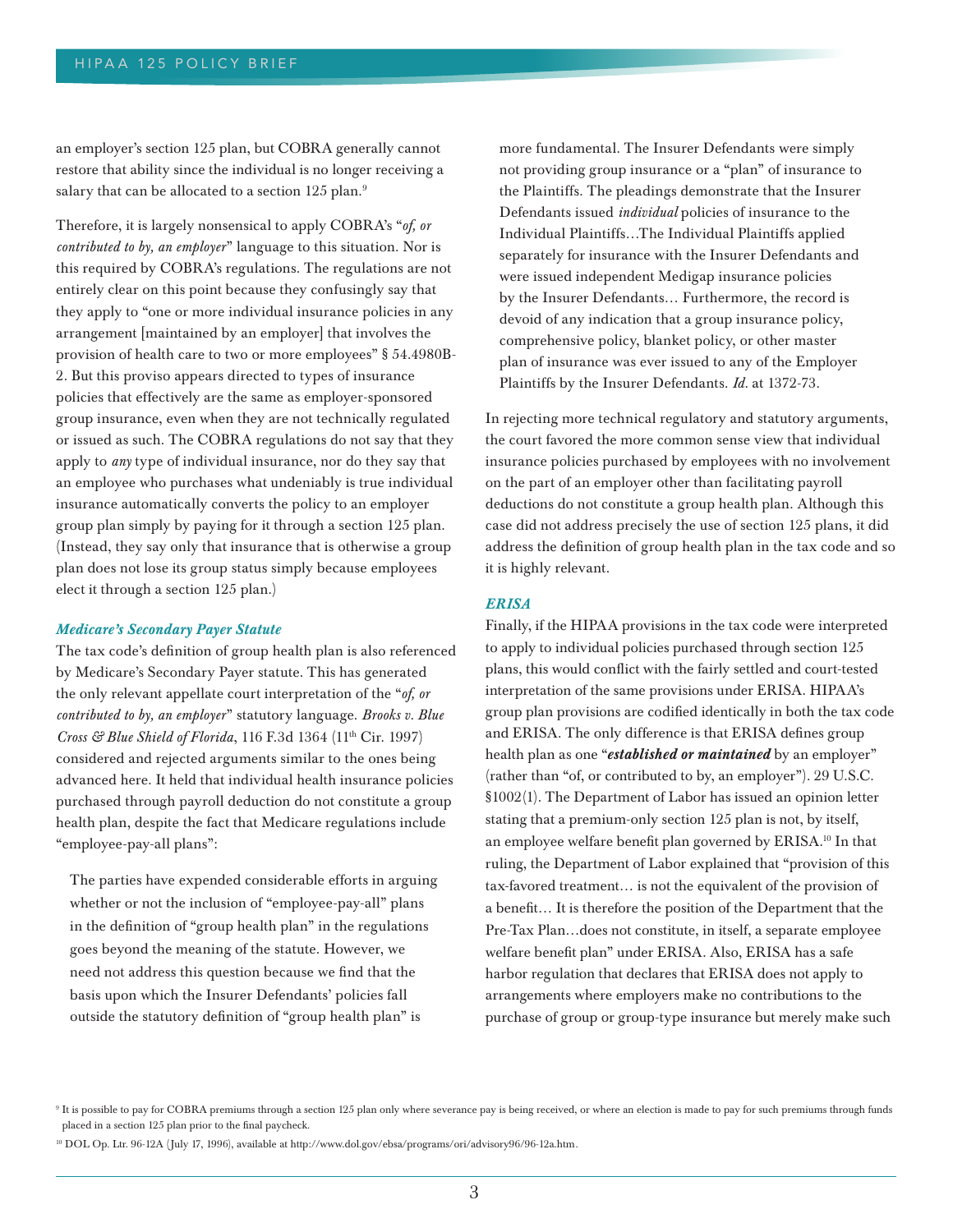an employer's section 125 plan, but COBRA generally cannot restore that ability since the individual is no longer receiving a salary that can be allocated to a section 125 plan.[9]

Therefore, it is largely nonsensical to apply COBRA's "*of, or contributed to by, an employer*" language to this situation. Nor is this required by COBRA's regulations. The regulations are not entirely clear on this point because they confusingly say that they apply to "one or more individual insurance policies in any arrangement [maintained by an employer] that involves the provision of health care to two or more employees" § 54.4980B-2. But this proviso appears directed to types of insurance policies that effectively are the same as employer-sponsored group insurance, even when they are not technically regulated or issued as such. The COBRA regulations do not say that they apply to *any* type of individual insurance, nor do they say that an employee who purchases what undeniably is true individual insurance automatically converts the policy to an employer group plan simply by paying for it through a section 125 plan. (Instead, they say only that insurance that is otherwise a group plan does not lose its group status simply because employees elect it through a section 125 plan.)

### *Medicare's Secondary Payer Statute*

The tax code's definition of group health plan is also referenced by Medicare's Secondary Payer statute. This has generated the only relevant appellate court interpretation of the "*of, or contributed to by, an employer*" statutory language. *Brooks v. Blue Cross & Blue Shield of Florida*, 116 F.3d 1364 (11th Cir. 1997) considered and rejected arguments similar to the ones being advanced here. It held that individual health insurance policies purchased through payroll deduction do not constitute a group health plan, despite the fact that Medicare regulations include "employee-pay-all plans":

> The parties have expended considerable efforts in arguing whether or not the inclusion of "employee-pay-all" plans in the definition of "group health plan" in the regulations goes beyond the meaning of the statute. However, we need not address this question because we find that the basis upon which the Insurer Defendants' policies fall outside the statutory definition of "group health plan" is more fundamental. The Insurer Defendants were simply not providing group insurance or a "plan" of insurance to the Plaintiffs. The pleadings demonstrate that the Insurer Defendants issued *individual* policies of insurance to the Individual Plaintiffs…The Individual Plaintiffs applied separately for insurance with the Insurer Defendants and were issued independent Medigap insurance policies by the Insurer Defendants… Furthermore, the record is devoid of any indication that a group insurance policy, comprehensive policy, blanket policy, or other master plan of insurance was ever issued to any of the Employer Plaintiffs by the Insurer Defendants. *Id.* at 1372-73.

In rejecting more technical regulatory and statutory arguments, the court favored the more common sense view that individual insurance policies purchased by employees with no involvement on the part of an employer other than facilitating payroll deductions do not constitute a group health plan. Although this case did not address precisely the use of section 125 plans, it did address the definition of group health plan in the tax code and so it is highly relevant.

### *ERISA*

Finally, if the HIPAA provisions in the tax code were interpreted to apply to individual policies purchased through section 125 plans, this would conflict with the fairly settled and court-tested interpretation of the same provisions under ERISA. HIPAA's group plan provisions are codified identically in both the tax code and ERISA. The only difference is that ERISA defines group health plan as one "***established or maintained*** by an employer" (rather than "of, or contributed to by, an employer"). 29 U.S.C. §1002(1). The Department of Labor has issued an opinion letter stating that a premium-only section 125 plan is not, by itself, an employee welfare benefit plan governed by ERISA.[10] In that ruling, the Department of Labor explained that "provision of this tax-favored treatment… is not the equivalent of the provision of a benefit… It is therefore the position of the Department that the Pre-Tax Plan…does not constitute, in itself, a separate employee welfare benefit plan" under ERISA. Also, ERISA has a safe harbor regulation that declares that ERISA does not apply to arrangements where employers make no contributions to the purchase of group or group-type insurance but merely make such

[9] It is possible to pay for COBRA premiums through a section 125 plan only where severance pay is being received, or where an election is made to pay for such premiums through funds placed in a section 125 plan prior to the final paycheck.

[10] DOL Op. Ltr. 96-12A (July 17, 1996), available at http://www.dol.gov/ebsa/programs/ori/advisory96/96-12a.htm.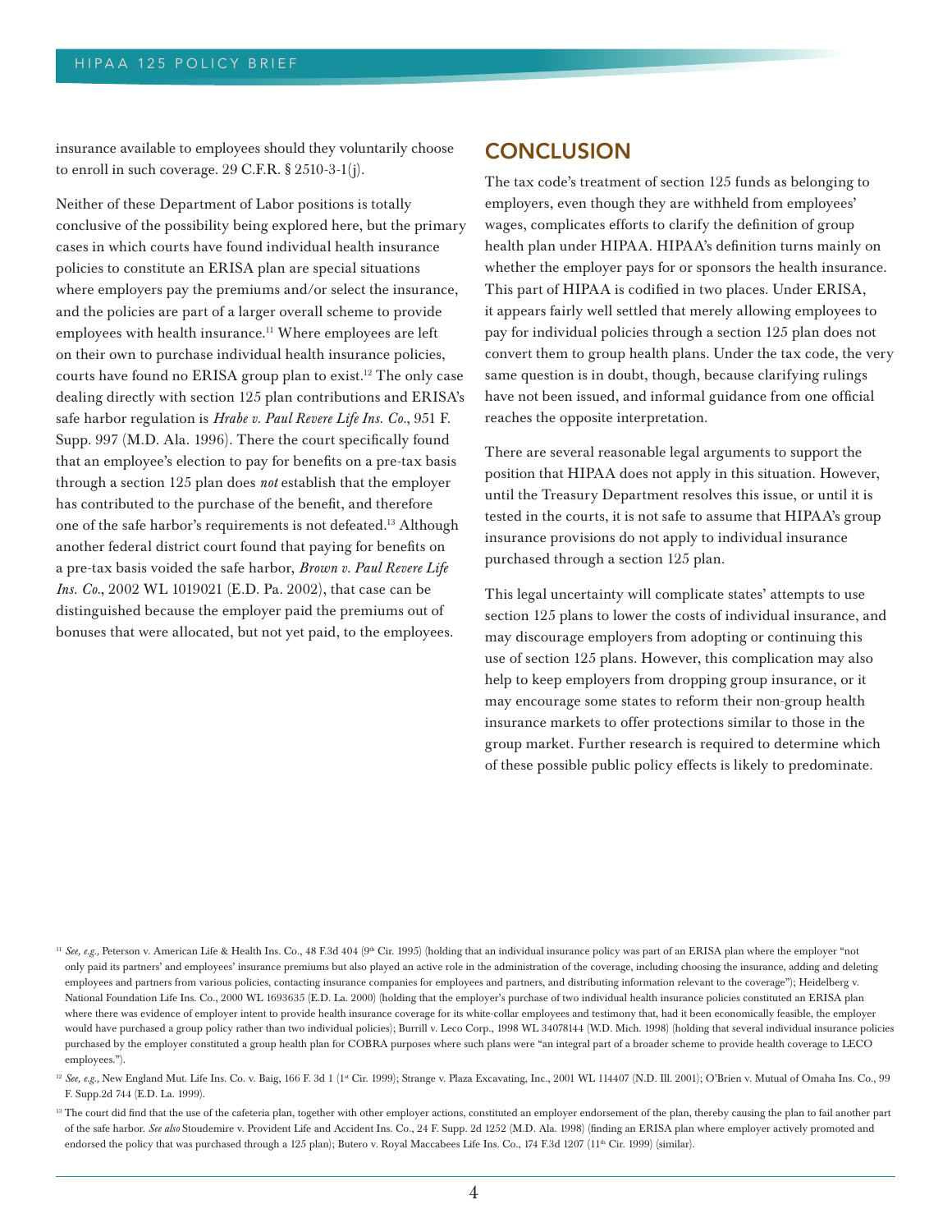insurance available to employees should they voluntarily choose to enroll in such coverage. 29 C.F.R. § 2510-3-1(j).

Neither of these Department of Labor positions is totally conclusive of the possibility being explored here, but the primary cases in which courts have found individual health insurance policies to constitute an ERISA plan are special situations where employers pay the premiums and/or select the insurance, and the policies are part of a larger overall scheme to provide employees with health insurance.[11] Where employees are left on their own to purchase individual health insurance policies, courts have found no ERISA group plan to exist.[12] The only case dealing directly with section 125 plan contributions and ERISA's safe harbor regulation is *Hrabe v. Paul Revere Life Ins. Co*., 951 F. Supp. 997 (M.D. Ala. 1996). There the court specifically found that an employee's election to pay for benefits on a pre-tax basis through a section 125 plan does *not* establish that the employer has contributed to the purchase of the benefit, and therefore one of the safe harbor's requirements is not defeated.[13] Although another federal district court found that paying for benefits on a pre-tax basis voided the safe harbor, *Brown v. Paul Revere Life Ins. Co*., 2002 WL 1019021 (E.D. Pa. 2002), that case can be distinguished because the employer paid the premiums out of bonuses that were allocated, but not yet paid, to the employees.

## CONCLUSION

The tax code's treatment of section 125 funds as belonging to employers, even though they are withheld from employees' wages, complicates efforts to clarify the definition of group health plan under HIPAA. HIPAA's definition turns mainly on whether the employer pays for or sponsors the health insurance. This part of HIPAA is codified in two places. Under ERISA, it appears fairly well settled that merely allowing employees to pay for individual policies through a section 125 plan does not convert them to group health plans. Under the tax code, the very same question is in doubt, though, because clarifying rulings have not been issued, and informal guidance from one official reaches the opposite interpretation.

There are several reasonable legal arguments to support the position that HIPAA does not apply in this situation. However, until the Treasury Department resolves this issue, or until it is tested in the courts, it is not safe to assume that HIPAA's group insurance provisions do not apply to individual insurance purchased through a section 125 plan.

This legal uncertainty will complicate states' attempts to use section 125 plans to lower the costs of individual insurance, and may discourage employers from adopting or continuing this use of section 125 plans. However, this complication may also help to keep employers from dropping group insurance, or it may encourage some states to reform their non-group health insurance markets to offer protections similar to those in the group market. Further research is required to determine which of these possible public policy effects is likely to predominate.

---

[11] *See, e.g.,* Peterson v. American Life & Health Ins. Co., 48 F.3d 404 (9th Cir. 1995) (holding that an individual insurance policy was part of an ERISA plan where the employer "not only paid its partners' and employees' insurance premiums but also played an active role in the administration of the coverage, including choosing the insurance, adding and deleting employees and partners from various policies, contacting insurance companies for employees and partners, and distributing information relevant to the coverage"); Heidelberg v. National Foundation Life Ins. Co., 2000 WL 1693635 (E.D. La. 2000) (holding that the employer's purchase of two individual health insurance policies constituted an ERISA plan where there was evidence of employer intent to provide health insurance coverage for its white-collar employees and testimony that, had it been economically feasible, the employer would have purchased a group policy rather than two individual policies); Burrill v. Leco Corp., 1998 WL 34078144 (W.D. Mich. 1998) (holding that several individual insurance policies purchased by the employer constituted a group health plan for COBRA purposes where such plans were "an integral part of a broader scheme to provide health coverage to LECO employees.").

[12] *See, e.g.,* New England Mut. Life Ins. Co. v. Baig, 166 F. 3d 1 (1st Cir. 1999); Strange v. Plaza Excavating, Inc., 2001 WL 114407 (N.D. Ill. 2001); O'Brien v. Mutual of Omaha Ins. Co., 99 F. Supp.2d 744 (E.D. La. 1999).

[13] The court did find that the use of the cafeteria plan, together with other employer actions, constituted an employer endorsement of the plan, thereby causing the plan to fail another part of the safe harbor. *See also* Stoudemire v. Provident Life and Accident Ins. Co., 24 F. Supp. 2d 1252 (M.D. Ala. 1998) (finding an ERISA plan where employer actively promoted and endorsed the policy that was purchased through a 125 plan); Butero v. Royal Maccabees Life Ins. Co., 174 F.3d 1207 (11th Cir. 1999) (similar).